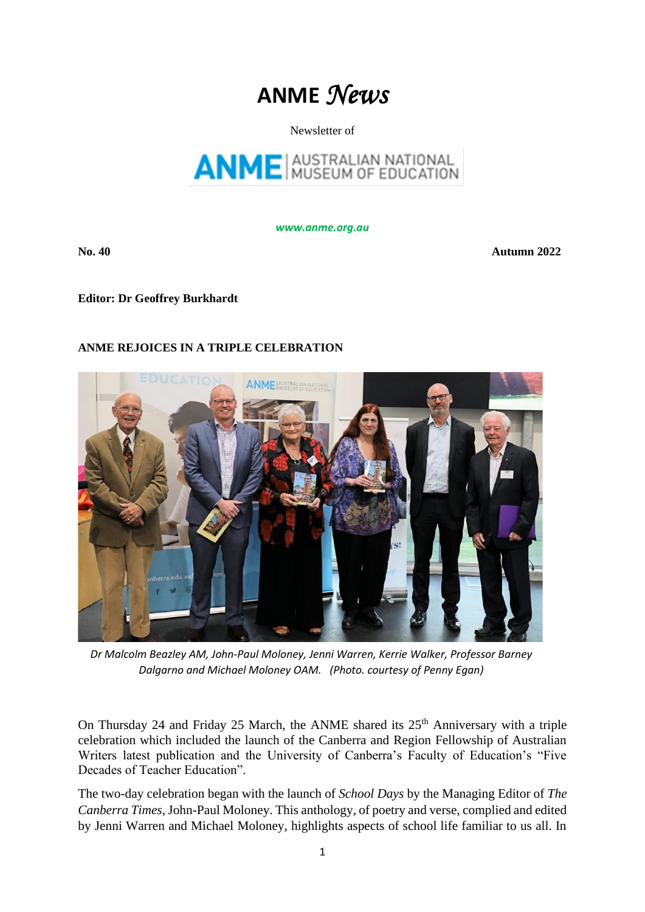# ANME *News*

Newsletter of

ANME | AUSTRALIAN NATIONAL MUSEUM OF EDUCATION

***www.anme.org.au***

**No. 40** **Autumn 2022**

**Editor: Dr Geoffrey Burkhardt**

## ANME REJOICES IN A TRIPLE CELEBRATION

*Dr Malcolm Beazley AM, John-Paul Moloney, Jenni Warren, Kerrie Walker, Professor Barney Dalgarno and Michael Moloney OAM. (Photo. courtesy of Penny Egan)*

On Thursday 24 and Friday 25 March, the ANME shared its 25th Anniversary with a triple celebration which included the launch of the Canberra and Region Fellowship of Australian Writers latest publication and the University of Canberra's Faculty of Education's "Five Decades of Teacher Education".

The two-day celebration began with the launch of *School Days* by the Managing Editor of *The Canberra Times*, John-Paul Moloney. This anthology, of poetry and verse, complied and edited by Jenni Warren and Michael Moloney, highlights aspects of school life familiar to us all. In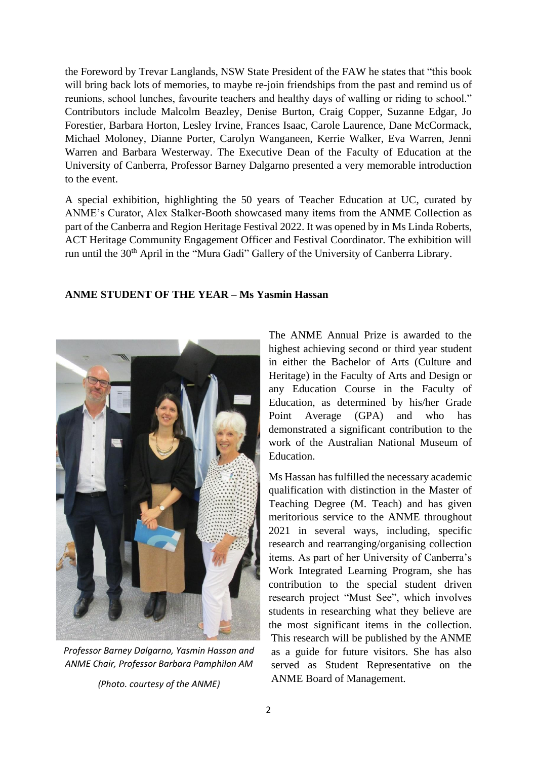the Foreword by Trevar Langlands, NSW State President of the FAW he states that "this book will bring back lots of memories, to maybe re-join friendships from the past and remind us of reunions, school lunches, favourite teachers and healthy days of walling or riding to school." Contributors include Malcolm Beazley, Denise Burton, Craig Copper, Suzanne Edgar, Jo Forestier, Barbara Horton, Lesley Irvine, Frances Isaac, Carole Laurence, Dane McCormack, Michael Moloney, Dianne Porter, Carolyn Wanganeen, Kerrie Walker, Eva Warren, Jenni Warren and Barbara Westerway. The Executive Dean of the Faculty of Education at the University of Canberra, Professor Barney Dalgarno presented a very memorable introduction to the event.

A special exhibition, highlighting the 50 years of Teacher Education at UC, curated by ANME's Curator, Alex Stalker-Booth showcased many items from the ANME Collection as part of the Canberra and Region Heritage Festival 2022. It was opened by in Ms Linda Roberts, ACT Heritage Community Engagement Officer and Festival Coordinator. The exhibition will run until the 30th April in the "Mura Gadi" Gallery of the University of Canberra Library.

**ANME STUDENT OF THE YEAR – Ms Yasmin Hassan**

*Professor Barney Dalgarno, Yasmin Hassan and ANME Chair, Professor Barbara Pamphilon AM*

*(Photo. courtesy of the ANME)*

The ANME Annual Prize is awarded to the highest achieving second or third year student in either the Bachelor of Arts (Culture and Heritage) in the Faculty of Arts and Design or any Education Course in the Faculty of Education, as determined by his/her Grade Point Average (GPA) and who has demonstrated a significant contribution to the work of the Australian National Museum of Education.

Ms Hassan has fulfilled the necessary academic qualification with distinction in the Master of Teaching Degree (M. Teach) and has given meritorious service to the ANME throughout 2021 in several ways, including, specific research and rearranging/organising collection items. As part of her University of Canberra's Work Integrated Learning Program, she has contribution to the special student driven research project "Must See", which involves students in researching what they believe are the most significant items in the collection. This research will be published by the ANME as a guide for future visitors. She has also served as Student Representative on the ANME Board of Management.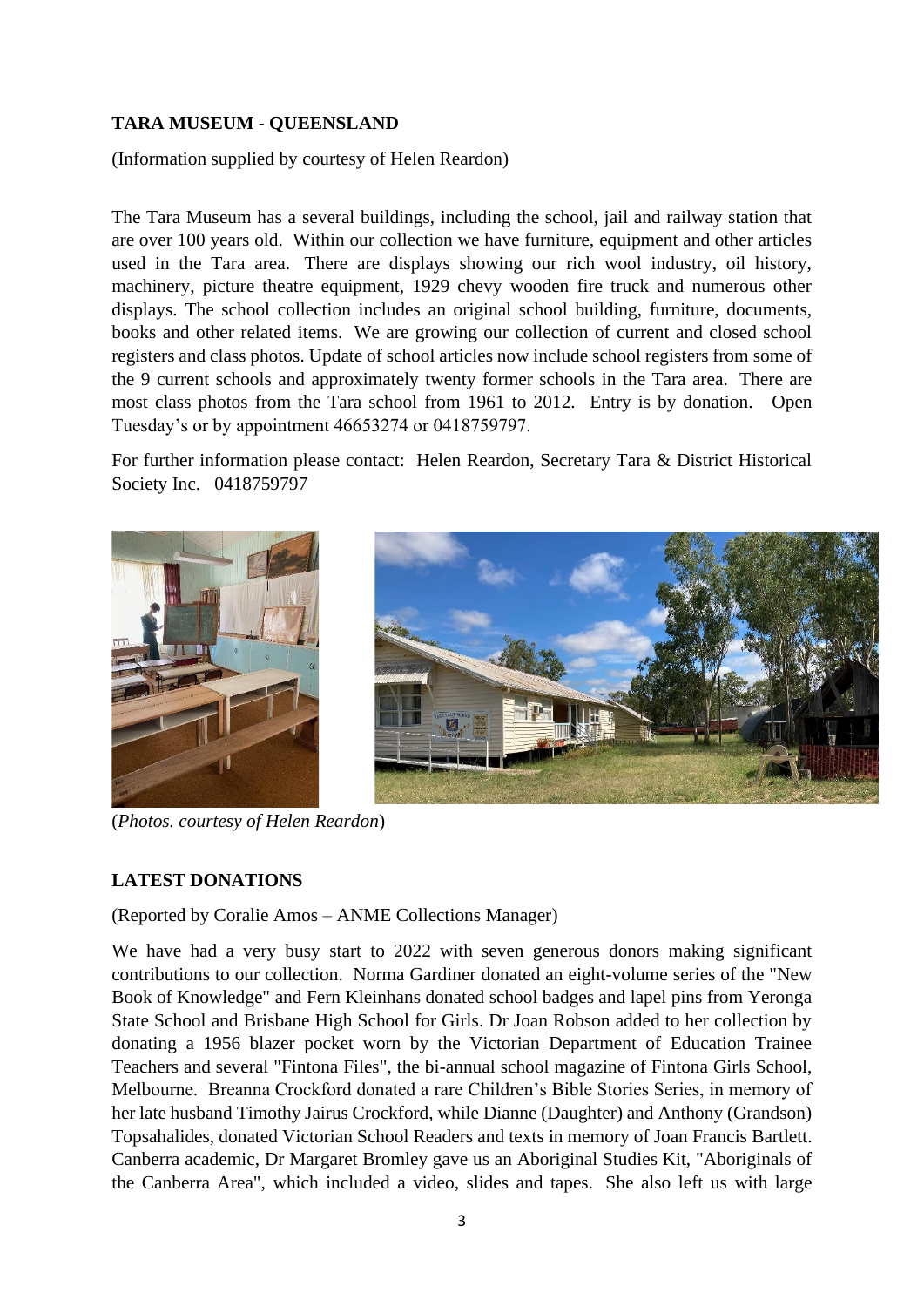**TARA MUSEUM - QUEENSLAND**

(Information supplied by courtesy of Helen Reardon)

The Tara Museum has a several buildings, including the school, jail and railway station that are over 100 years old. Within our collection we have furniture, equipment and other articles used in the Tara area. There are displays showing our rich wool industry, oil history, machinery, picture theatre equipment, 1929 chevy wooden fire truck and numerous other displays. The school collection includes an original school building, furniture, documents, books and other related items. We are growing our collection of current and closed school registers and class photos. Update of school articles now include school registers from some of the 9 current schools and approximately twenty former schools in the Tara area. There are most class photos from the Tara school from 1961 to 2012. Entry is by donation. Open Tuesday's or by appointment 46653274 or 0418759797.

For further information please contact: Helen Reardon, Secretary Tara & District Historical Society Inc. 0418759797

(*Photos. courtesy of Helen Reardon*)

**LATEST DONATIONS**

(Reported by Coralie Amos – ANME Collections Manager)

We have had a very busy start to 2022 with seven generous donors making significant contributions to our collection. Norma Gardiner donated an eight-volume series of the "New Book of Knowledge" and Fern Kleinhans donated school badges and lapel pins from Yeronga State School and Brisbane High School for Girls. Dr Joan Robson added to her collection by donating a 1956 blazer pocket worn by the Victorian Department of Education Trainee Teachers and several "Fintona Files", the bi-annual school magazine of Fintona Girls School, Melbourne. Breanna Crockford donated a rare Children's Bible Stories Series, in memory of her late husband Timothy Jairus Crockford, while Dianne (Daughter) and Anthony (Grandson) Topsahalides, donated Victorian School Readers and texts in memory of Joan Francis Bartlett. Canberra academic, Dr Margaret Bromley gave us an Aboriginal Studies Kit, "Aboriginals of the Canberra Area", which included a video, slides and tapes. She also left us with large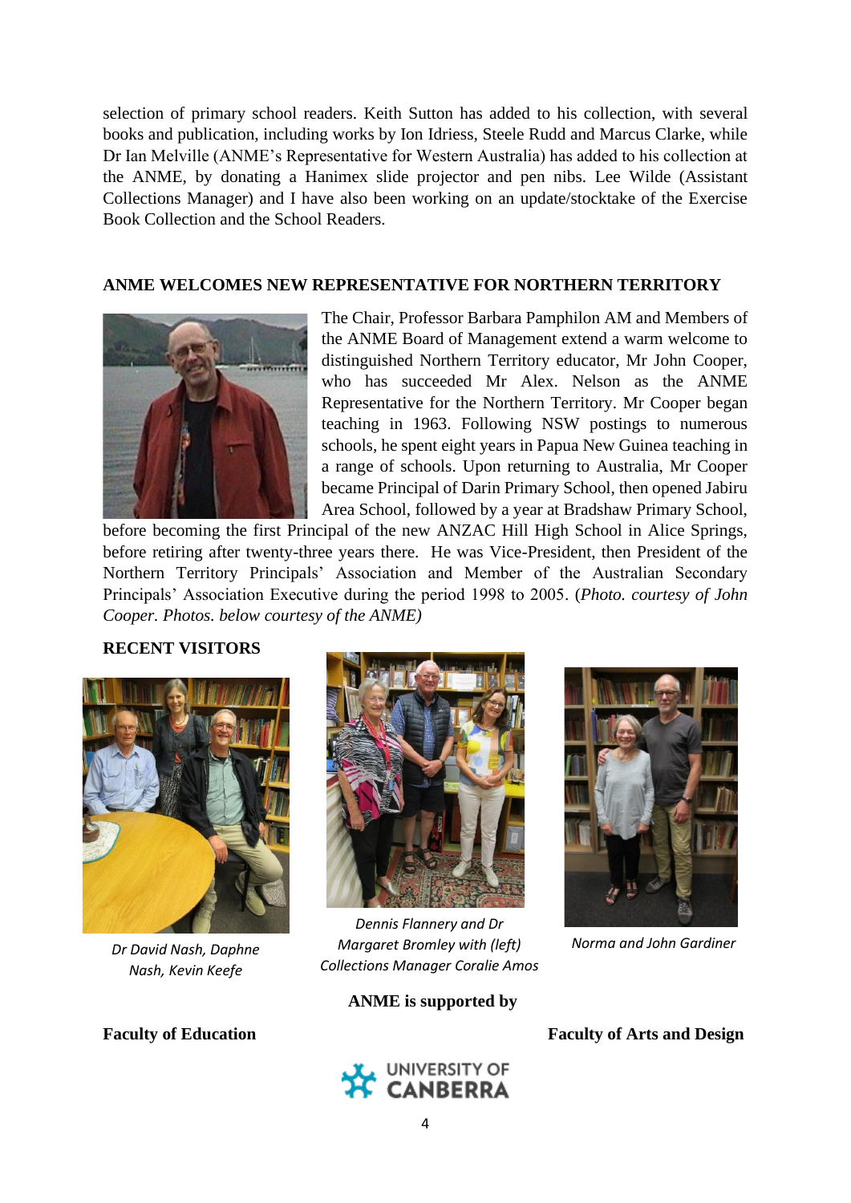selection of primary school readers. Keith Sutton has added to his collection, with several books and publication, including works by Ion Idriess, Steele Rudd and Marcus Clarke, while Dr Ian Melville (ANME's Representative for Western Australia) has added to his collection at the ANME, by donating a Hanimex slide projector and pen nibs. Lee Wilde (Assistant Collections Manager) and I have also been working on an update/stocktake of the Exercise Book Collection and the School Readers.

**ANME WELCOMES NEW REPRESENTATIVE FOR NORTHERN TERRITORY**

The Chair, Professor Barbara Pamphilon AM and Members of the ANME Board of Management extend a warm welcome to distinguished Northern Territory educator, Mr John Cooper, who has succeeded Mr Alex. Nelson as the ANME Representative for the Northern Territory. Mr Cooper began teaching in 1963. Following NSW postings to numerous schools, he spent eight years in Papua New Guinea teaching in a range of schools. Upon returning to Australia, Mr Cooper became Principal of Darin Primary School, then opened Jabiru Area School, followed by a year at Bradshaw Primary School, before becoming the first Principal of the new ANZAC Hill High School in Alice Springs, before retiring after twenty-three years there. He was Vice-President, then President of the Northern Territory Principals' Association and Member of the Australian Secondary Principals' Association Executive during the period 1998 to 2005. (*Photo. courtesy of John Cooper. Photos. below courtesy of the ANME)*

**RECENT VISITORS**

*Dr David Nash, Daphne Nash, Kevin Keefe*

*Dennis Flannery and Dr Margaret Bromley with (left) Collections Manager Coralie Amos*

*Norma and John Gardiner*

**ANME is supported by**

**Faculty of Education** **Faculty of Arts and Design**

UNIVERSITY OF CANBERRA